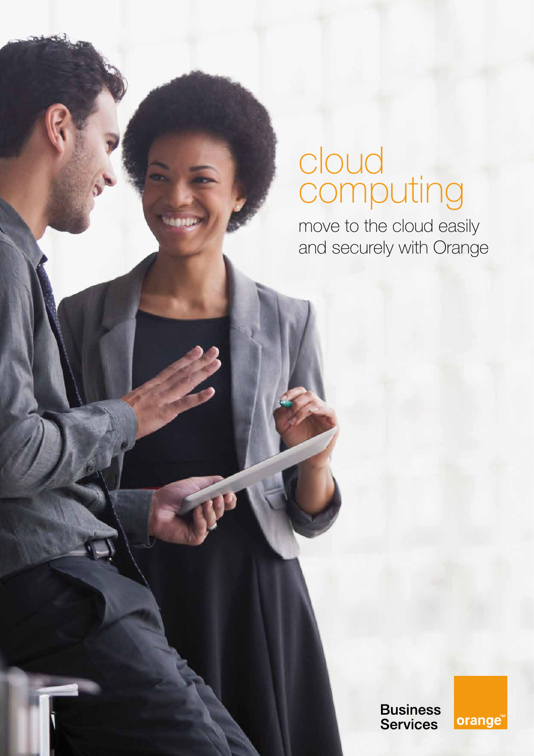# cloud computing

move to the cloud easily and securely with Orange

Business Services

orange™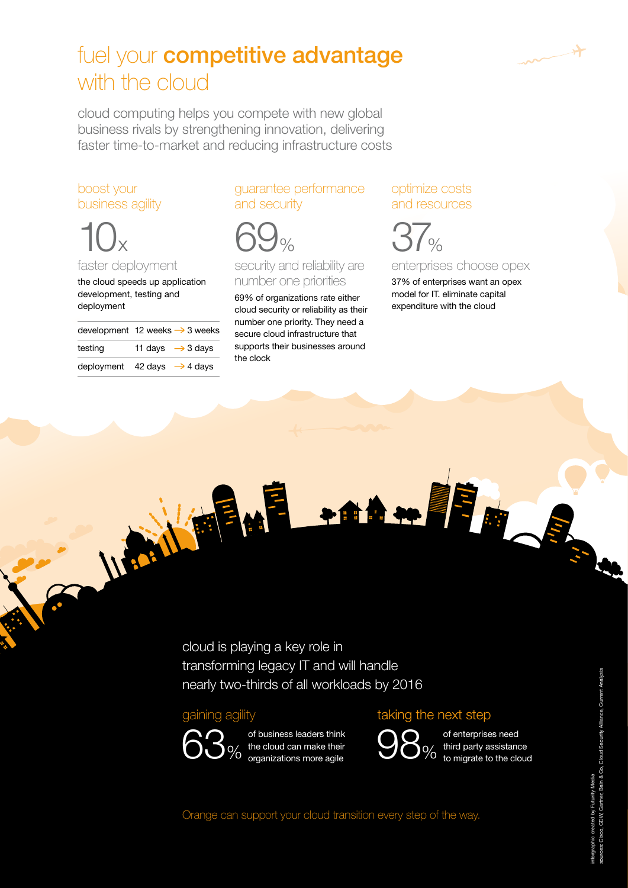# fuel your **competitive advantage** with the cloud

cloud computing helps you compete with new global business rivals by strengthening innovation, delivering faster time-to-market and reducing infrastructure costs

## boost your business agility

10x

### faster deployment

the cloud speeds up application development, testing and deployment

| | | |
|---|---|---|
| development | 12 weeks → | 3 weeks |
| testing | 11 days → | 3 days |
| deployment | 42 days → | 4 days |

## guarantee performance and security

69%

### security and reliability are number one priorities

69% of organizations rate either cloud security or reliability as their number one priority. They need a secure cloud infrastructure that supports their businesses around the clock

## optimize costs and resources

37%

### enterprises choose opex

37% of enterprises want an opex model for IT. eliminate capital expenditure with the cloud

cloud is playing a key role in transforming legacy IT and will handle nearly two-thirds of all workloads by 2016

## gaining agility

63% of business leaders think the cloud can make their organizations more agile

## taking the next step

98% of enterprises need third party assistance to migrate to the cloud

Orange can support your cloud transition every step of the way.

infographic created by Futurity Media
sources: Cisco, CDW, Gartner, Bain & Co, Cloud Security Alliance, Current Analysis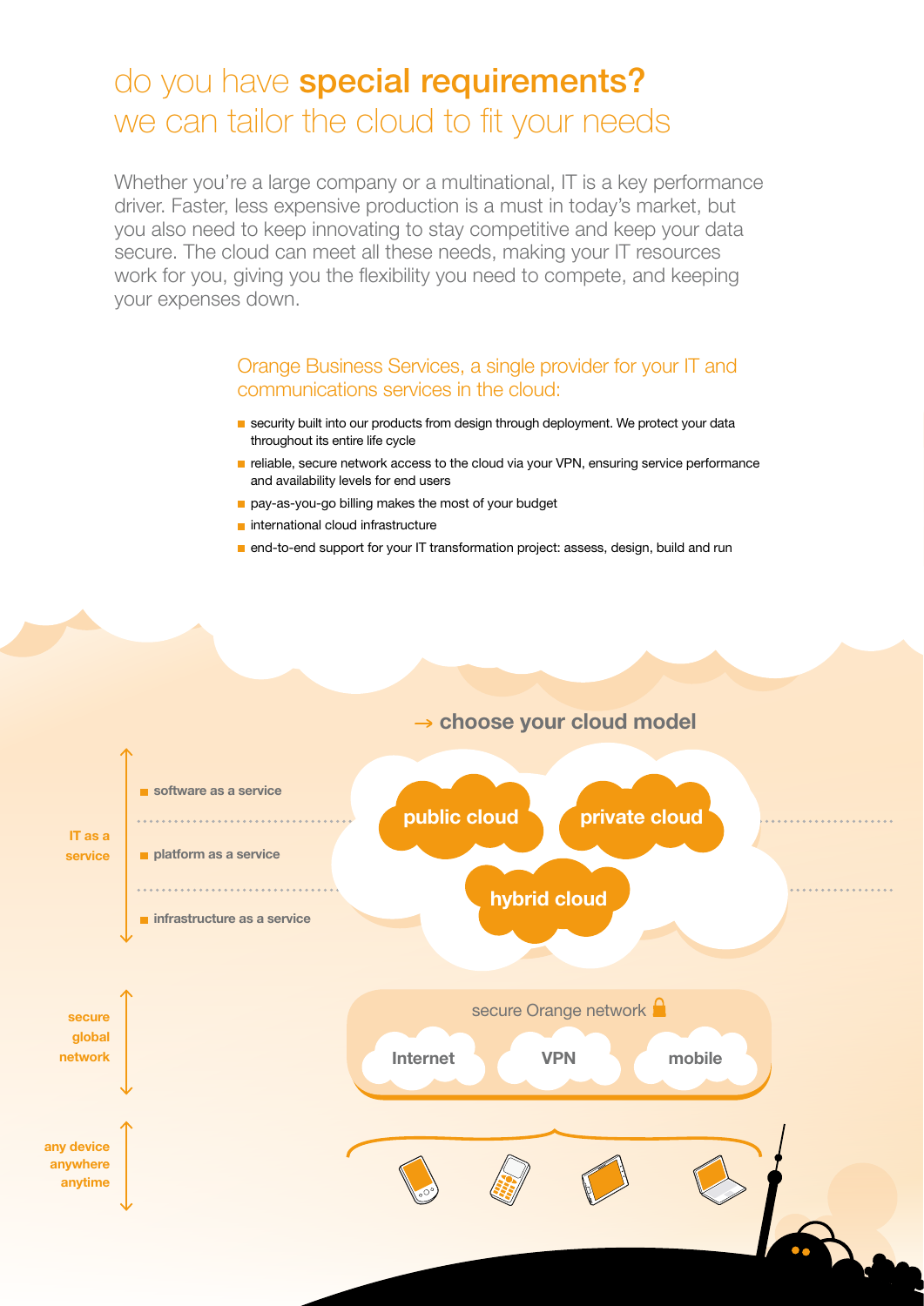# do you have **special requirements?** we can tailor the cloud to fit your needs

Whether you're a large company or a multinational, IT is a key performance driver. Faster, less expensive production is a must in today's market, but you also need to keep innovating to stay competitive and keep your data secure. The cloud can meet all these needs, making your IT resources work for you, giving you the flexibility you need to compete, and keeping your expenses down.

## Orange Business Services, a single provider for your IT and communications services in the cloud:

- security built into our products from design through deployment. We protect your data throughout its entire life cycle
- reliable, secure network access to the cloud via your VPN, ensuring service performance and availability levels for end users
- pay-as-you-go billing makes the most of your budget
- international cloud infrastructure
- end-to-end support for your IT transformation project: assess, design, build and run

**→ choose your cloud model**

**IT as a service**

- **software as a service**
- **platform as a service**
- **infrastructure as a service**

**public cloud** **private cloud** **hybrid cloud**

**secure global network**

secure Orange network

**Internet** **VPN** **mobile**

**any device anywhere anytime**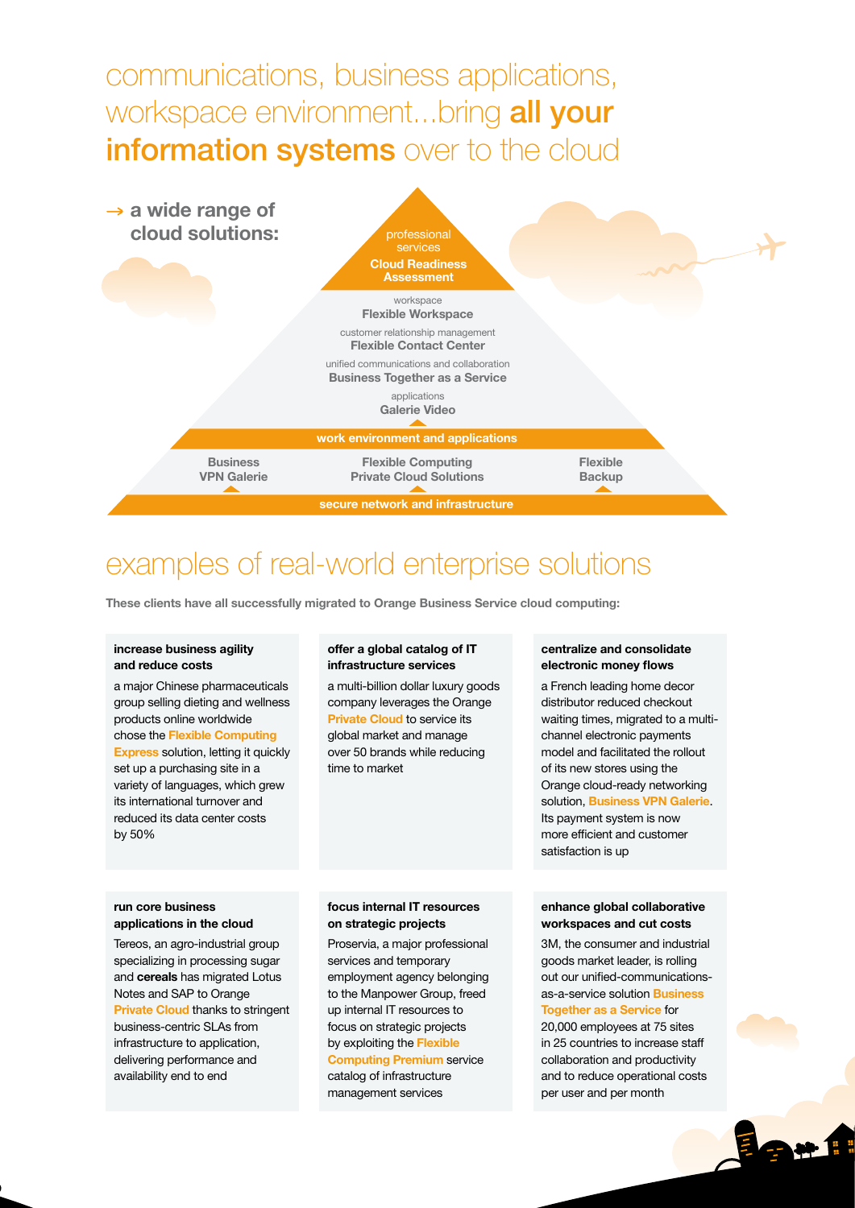# communications, business applications, workspace environment...bring **all your information systems** over to the cloud

→ **a wide range of cloud solutions:**

professional services
**Cloud Readiness Assessment**

workspace
**Flexible Workspace**

customer relationship management
**Flexible Contact Center**

unified communications and collaboration
**Business Together as a Service**

applications
**Galerie Video**

**work environment and applications**

**Business VPN Galerie**

**Flexible Computing Private Cloud Solutions**

**Flexible Backup**

**secure network and infrastructure**

# examples of real-world enterprise solutions

**These clients have all successfully migrated to Orange Business Service cloud computing:**

**increase business agility and reduce costs**

a major Chinese pharmaceuticals group selling dieting and wellness products online worldwide chose the **Flexible Computing Express** solution, letting it quickly set up a purchasing site in a variety of languages, which grew its international turnover and reduced its data center costs by 50%

**offer a global catalog of IT infrastructure services**

a multi-billion dollar luxury goods company leverages the Orange **Private Cloud** to service its global market and manage over 50 brands while reducing time to market

**centralize and consolidate electronic money flows**

a French leading home decor distributor reduced checkout waiting times, migrated to a multi-channel electronic payments model and facilitated the rollout of its new stores using the Orange cloud-ready networking solution, **Business VPN Galerie**. Its payment system is now more efficient and customer satisfaction is up

**run core business applications in the cloud**

Tereos, an agro-industrial group specializing in processing sugar and **cereals** has migrated Lotus Notes and SAP to Orange **Private Cloud** thanks to stringent business-centric SLAs from infrastructure to application, delivering performance and availability end to end

**focus internal IT resources on strategic projects**

Proservia, a major professional services and temporary employment agency belonging to the Manpower Group, freed up internal IT resources to focus on strategic projects by exploiting the **Flexible Computing Premium** service catalog of infrastructure management services

**enhance global collaborative workspaces and cut costs**

3M, the consumer and industrial goods market leader, is rolling out our unified-communications-as-a-service solution **Business Together as a Service** for 20,000 employees at 75 sites in 25 countries to increase staff collaboration and productivity and to reduce operational costs per user and per month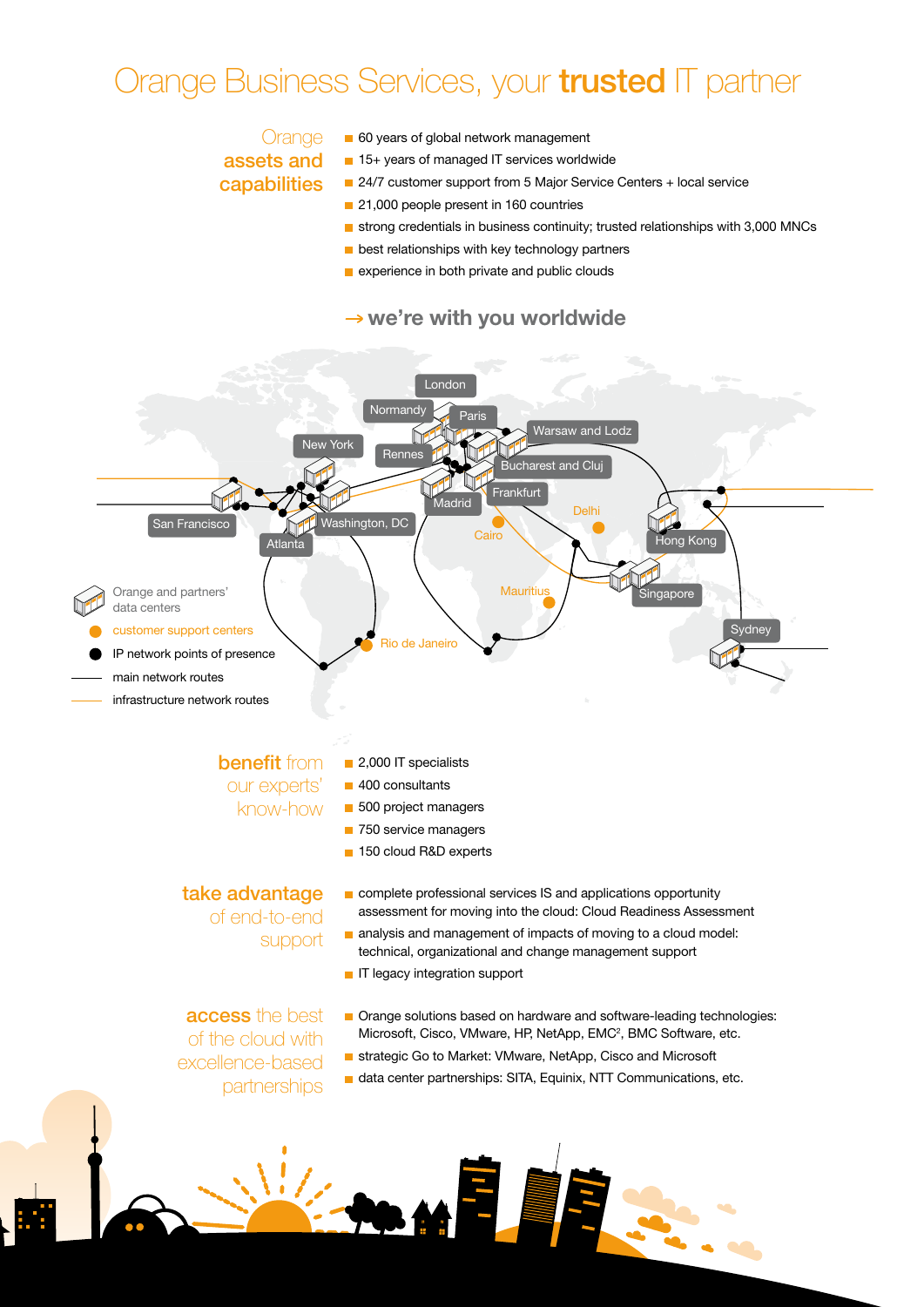# Orange Business Services, your **trusted** IT partner

## Orange **assets and capabilities**

- 60 years of global network management
- 15+ years of managed IT services worldwide
- 24/7 customer support from 5 Major Service Centers + local service
- 21,000 people present in 160 countries
- strong credentials in business continuity; trusted relationships with 3,000 MNCs
- best relationships with key technology partners
- experience in both private and public clouds

## → we're with you worldwide

London, Normandy, Paris, Warsaw and Lodz, New York, Rennes, Bucharest and Cluj, Madrid, Frankfurt, San Francisco, Washington, DC, Atlanta, Delhi, Cairo, Hong Kong, Singapore, Mauritius, Rio de Janeiro, Sydney

- Orange and partners' data centers
- customer support centers
- IP network points of presence
- main network routes
- infrastructure network routes

## **benefit** from our experts' know-how

- 2,000 IT specialists
- 400 consultants
- 500 project managers
- 750 service managers
- 150 cloud R&D experts

## **take advantage** of end-to-end support

- complete professional services IS and applications opportunity assessment for moving into the cloud: Cloud Readiness Assessment
- analysis and management of impacts of moving to a cloud model: technical, organizational and change management support
- IT legacy integration support

## **access** the best of the cloud with excellence-based partnerships

- Orange solutions based on hardware and software-leading technologies: Microsoft, Cisco, VMware, HP, NetApp, EMC², BMC Software, etc.
- strategic Go to Market: VMware, NetApp, Cisco and Microsoft
- data center partnerships: SITA, Equinix, NTT Communications, etc.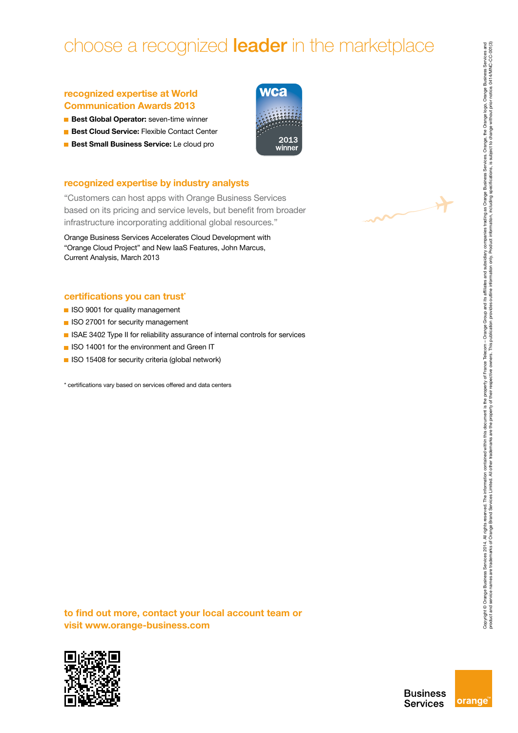# choose a recognized **leader** in the marketplace

## recognized expertise at World Communication Awards 2013

- **Best Global Operator:** seven-time winner
- **Best Cloud Service:** Flexible Contact Center
- **Best Small Business Service:** Le cloud pro

## recognized expertise by industry analysts

"Customers can host apps with Orange Business Services based on its pricing and service levels, but benefit from broader infrastructure incorporating additional global resources."

Orange Business Services Accelerates Cloud Development with "Orange Cloud Project" and New IaaS Features, John Marcus, Current Analysis, March 2013

## certifications you can trust*

- ISO 9001 for quality management
- ISO 27001 for security management
- ISAE 3402 Type II for reliability assurance of internal controls for services
- ISO 14001 for the environment and Green IT
- ISO 15408 for security criteria (global network)

\* certifications vary based on services offered and data centers

**to find out more, contact your local account team or visit www.orange-business.com**

Copyright © Orange Business Services 2014. All rights reserved. The information contained within this document is the property of France Telecom – Orange Group and its affiliates and subsidiary companies trading as Orange Business Services. Orange, the Orange logo, Orange Business Services and product and service names are trademarks of Orange Brand Services Limited. All other trademarks are the property of their respective owners. This publication provides outline information only. Product information, including specifications, is subject to change without prior notice. 0414/MNC-CC-001(3)